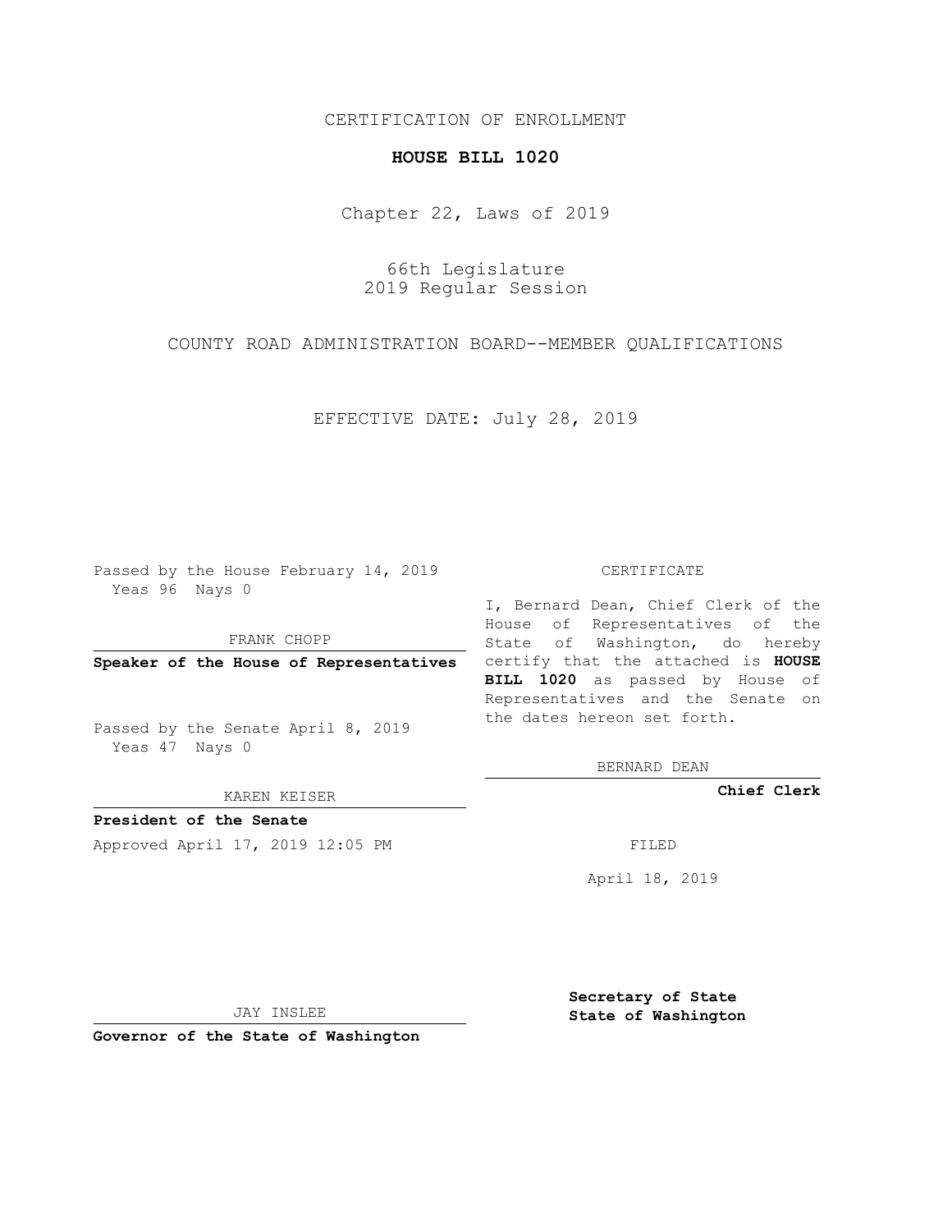CERTIFICATION OF ENROLLMENT

**HOUSE BILL 1020**

Chapter 22, Laws of 2019

66th Legislature
2019 Regular Session

COUNTY ROAD ADMINISTRATION BOARD--MEMBER QUALIFICATIONS

EFFECTIVE DATE: July 28, 2019

Passed by the House February 14, 2019
Yeas 96 Nays 0

FRANK CHOPP

**Speaker of the House of Representatives**

Passed by the Senate April 8, 2019
Yeas 47 Nays 0

KAREN KEISER

**President of the Senate**

Approved April 17, 2019 12:05 PM

JAY INSLEE

**Governor of the State of Washington**

CERTIFICATE

I, Bernard Dean, Chief Clerk of the House of Representatives of the State of Washington, do hereby certify that the attached is **HOUSE BILL 1020** as passed by House of Representatives and the Senate on the dates hereon set forth.

BERNARD DEAN

**Chief Clerk**

FILED

April 18, 2019

**Secretary of State**
**State of Washington**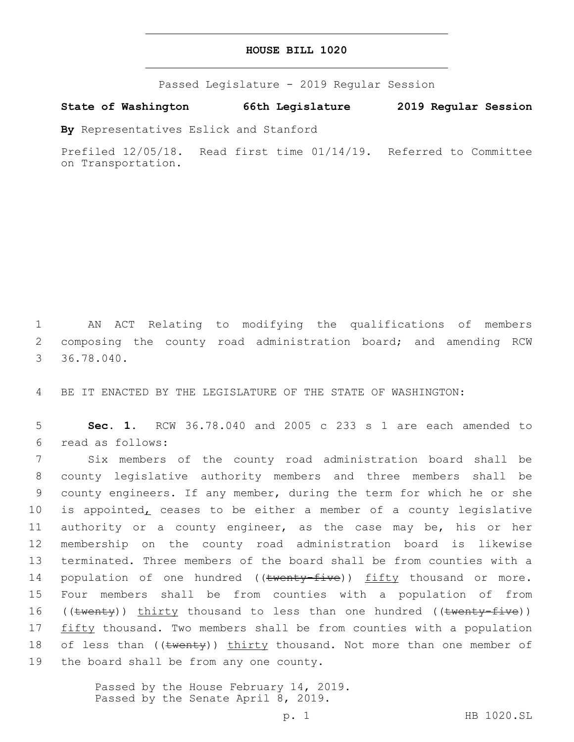# HOUSE BILL 1020

Passed Legislature - 2019 Regular Session

**State of Washington 66th Legislature 2019 Regular Session**

**By** Representatives Eslick and Stanford

Prefiled 12/05/18. Read first time 01/14/19. Referred to Committee on Transportation.

1 AN ACT Relating to modifying the qualifications of members 2 composing the county road administration board; and amending RCW 3 36.78.040.

4 BE IT ENACTED BY THE LEGISLATURE OF THE STATE OF WASHINGTON:

5 **Sec. 1.** RCW 36.78.040 and 2005 c 233 s 1 are each amended to 6 read as follows:

7 Six members of the county road administration board shall be 8 county legislative authority members and three members shall be 9 county engineers. If any member, during the term for which he or she 10 is appointed, ceases to be either a member of a county legislative 11 authority or a county engineer, as the case may be, his or her 12 membership on the county road administration board is likewise 13 terminated. Three members of the board shall be from counties with a 14 population of one hundred ((~~twenty-five~~)) fifty thousand or more. 15 Four members shall be from counties with a population of from 16 ((~~twenty~~)) thirty thousand to less than one hundred ((~~twenty-five~~)) 17 fifty thousand. Two members shall be from counties with a population 18 of less than ((~~twenty~~)) thirty thousand. Not more than one member of 19 the board shall be from any one county.

Passed by the House February 14, 2019.
Passed by the Senate April 8, 2019.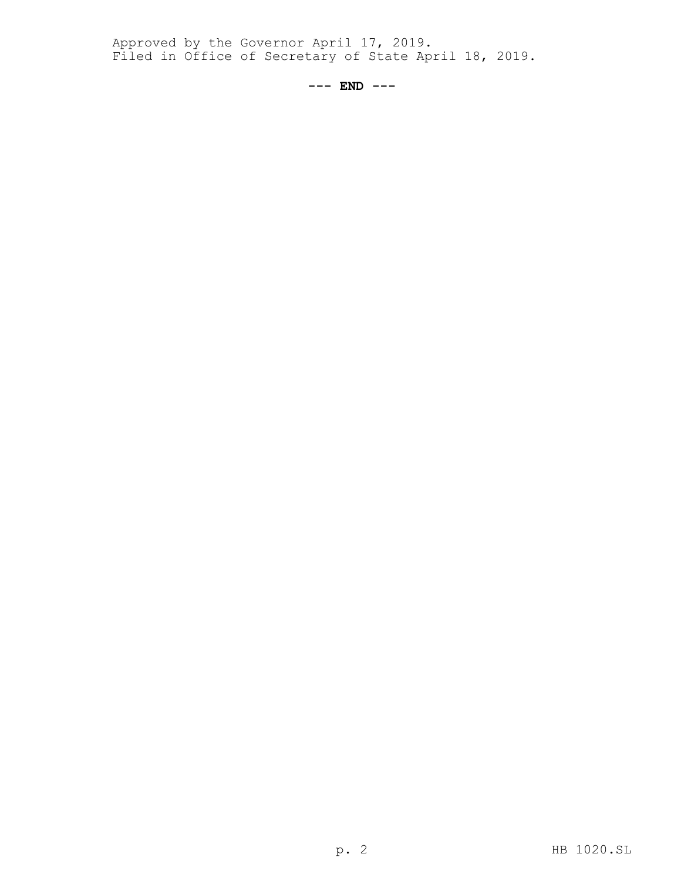Approved by the Governor April 17, 2019.
Filed in Office of Secretary of State April 18, 2019.

**--- END ---**